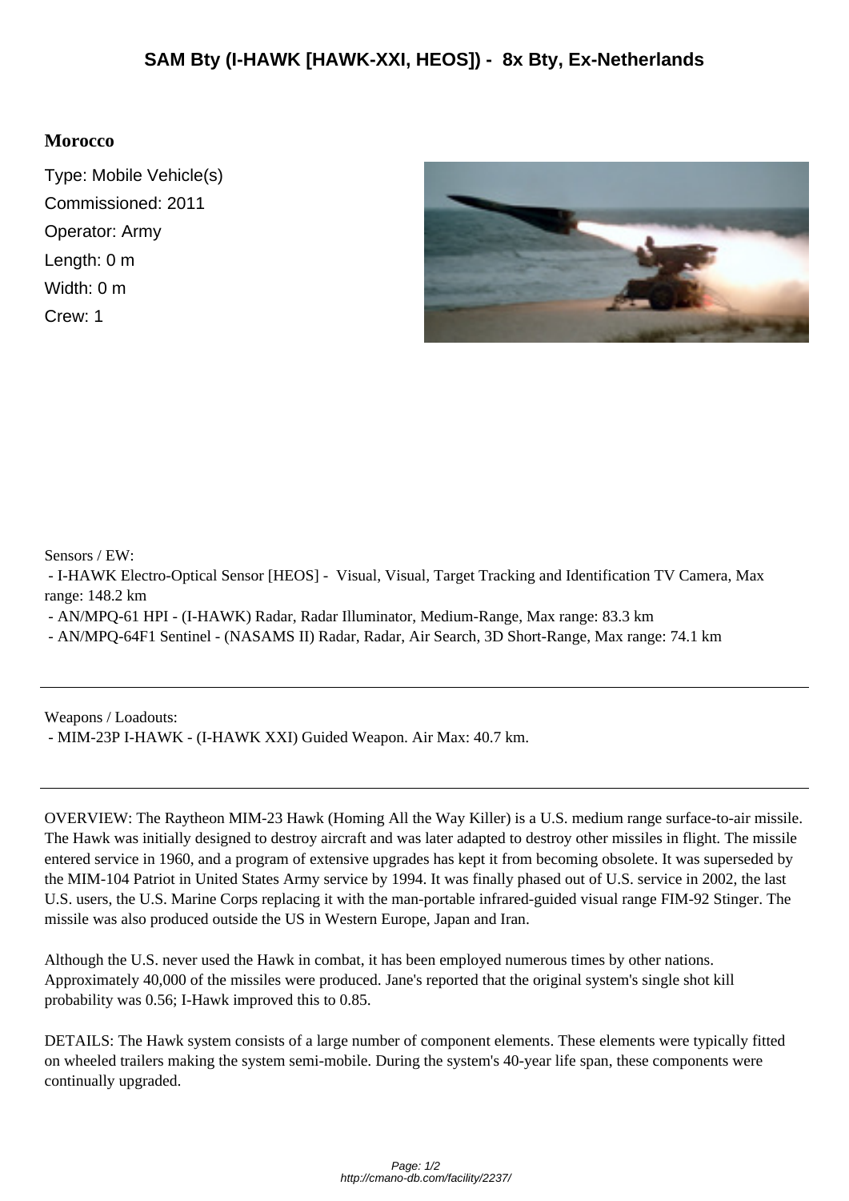# SAM Bty (I-HAWK [HAWK-XXI, HEOS]) - 8x Bty, Ex-Netherlands

## Morocco

Type: Mobile Vehicle(s)
Commissioned: 2011
Operator: Army
Length: 0 m
Width: 0 m
Crew: 1

Sensors / EW:
- I-HAWK Electro-Optical Sensor [HEOS] - Visual, Visual, Target Tracking and Identification TV Camera, Max range: 148.2 km
- AN/MPQ-61 HPI - (I-HAWK) Radar, Radar Illuminator, Medium-Range, Max range: 83.3 km
- AN/MPQ-64F1 Sentinel - (NASAMS II) Radar, Radar, Air Search, 3D Short-Range, Max range: 74.1 km

---

Weapons / Loadouts:
- MIM-23P I-HAWK - (I-HAWK XXI) Guided Weapon. Air Max: 40.7 km.

---

OVERVIEW: The Raytheon MIM-23 Hawk (Homing All the Way Killer) is a U.S. medium range surface-to-air missile. The Hawk was initially designed to destroy aircraft and was later adapted to destroy other missiles in flight. The missile entered service in 1960, and a program of extensive upgrades has kept it from becoming obsolete. It was superseded by the MIM-104 Patriot in United States Army service by 1994. It was finally phased out of U.S. service in 2002, the last U.S. users, the U.S. Marine Corps replacing it with the man-portable infrared-guided visual range FIM-92 Stinger. The missile was also produced outside the US in Western Europe, Japan and Iran.

Although the U.S. never used the Hawk in combat, it has been employed numerous times by other nations. Approximately 40,000 of the missiles were produced. Jane's reported that the original system's single shot kill probability was 0.56; I-Hawk improved this to 0.85.

DETAILS: The Hawk system consists of a large number of component elements. These elements were typically fitted on wheeled trailers making the system semi-mobile. During the system's 40-year life span, these components were continually upgraded.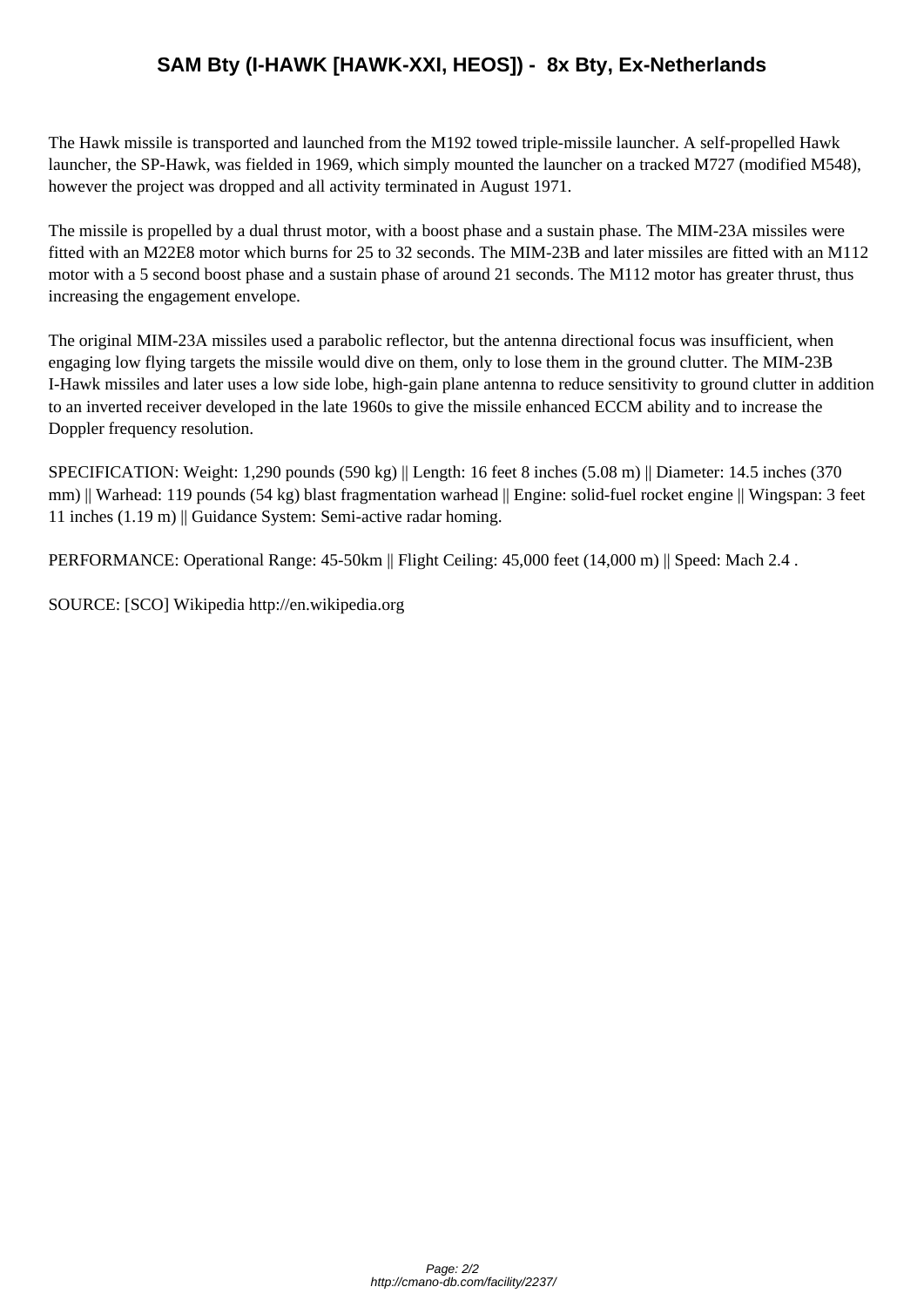## SAM Bty (I-HAWK [HAWK-XXI, HEOS]) - 8x Bty, Ex-Netherlands

The Hawk missile is transported and launched from the M192 towed triple-missile launcher. A self-propelled Hawk launcher, the SP-Hawk, was fielded in 1969, which simply mounted the launcher on a tracked M727 (modified M548), however the project was dropped and all activity terminated in August 1971.

The missile is propelled by a dual thrust motor, with a boost phase and a sustain phase. The MIM-23A missiles were fitted with an M22E8 motor which burns for 25 to 32 seconds. The MIM-23B and later missiles are fitted with an M112 motor with a 5 second boost phase and a sustain phase of around 21 seconds. The M112 motor has greater thrust, thus increasing the engagement envelope.

The original MIM-23A missiles used a parabolic reflector, but the antenna directional focus was insufficient, when engaging low flying targets the missile would dive on them, only to lose them in the ground clutter. The MIM-23B I-Hawk missiles and later uses a low side lobe, high-gain plane antenna to reduce sensitivity to ground clutter in addition to an inverted receiver developed in the late 1960s to give the missile enhanced ECCM ability and to increase the Doppler frequency resolution.

SPECIFICATION: Weight: 1,290 pounds (590 kg) || Length: 16 feet 8 inches (5.08 m) || Diameter: 14.5 inches (370 mm) || Warhead: 119 pounds (54 kg) blast fragmentation warhead || Engine: solid-fuel rocket engine || Wingspan: 3 feet 11 inches (1.19 m) || Guidance System: Semi-active radar homing.

PERFORMANCE: Operational Range: 45-50km || Flight Ceiling: 45,000 feet (14,000 m) || Speed: Mach 2.4 .

SOURCE: [SCO] Wikipedia http://en.wikipedia.org